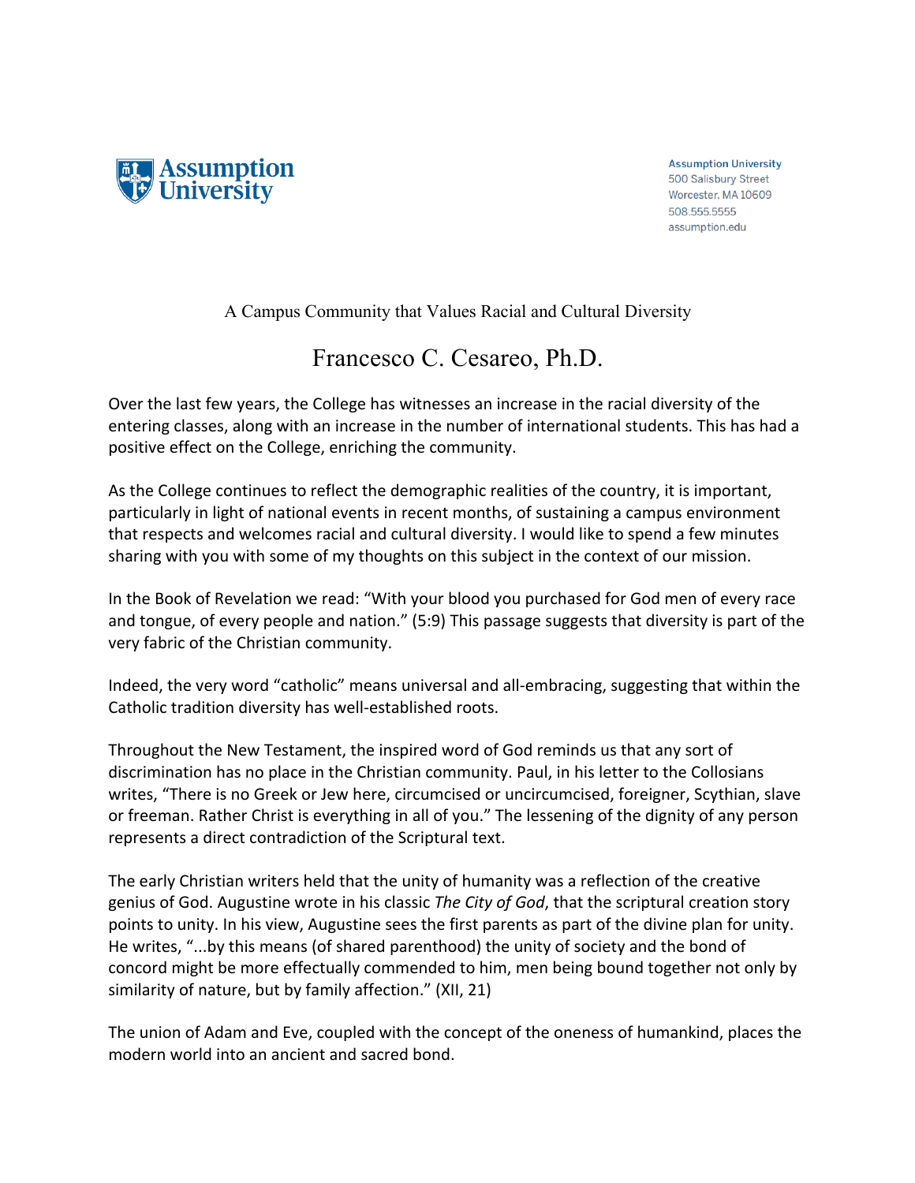Assumption University

Assumption University
500 Salisbury Street
Worcester, MA 10609
508.555.5555
assumption.edu

A Campus Community that Values Racial and Cultural Diversity

# Francesco C. Cesareo, Ph.D.

Over the last few years, the College has witnesses an increase in the racial diversity of the entering classes, along with an increase in the number of international students. This has had a positive effect on the College, enriching the community.

As the College continues to reflect the demographic realities of the country, it is important, particularly in light of national events in recent months, of sustaining a campus environment that respects and welcomes racial and cultural diversity. I would like to spend a few minutes sharing with you with some of my thoughts on this subject in the context of our mission.

In the Book of Revelation we read: "With your blood you purchased for God men of every race and tongue, of every people and nation." (5:9) This passage suggests that diversity is part of the very fabric of the Christian community.

Indeed, the very word "catholic" means universal and all-embracing, suggesting that within the Catholic tradition diversity has well-established roots.

Throughout the New Testament, the inspired word of God reminds us that any sort of discrimination has no place in the Christian community. Paul, in his letter to the Collosians writes, "There is no Greek or Jew here, circumcised or uncircumcised, foreigner, Scythian, slave or freeman. Rather Christ is everything in all of you." The lessening of the dignity of any person represents a direct contradiction of the Scriptural text.

The early Christian writers held that the unity of humanity was a reflection of the creative genius of God. Augustine wrote in his classic *The City of God*, that the scriptural creation story points to unity. In his view, Augustine sees the first parents as part of the divine plan for unity. He writes, "...by this means (of shared parenthood) the unity of society and the bond of concord might be more effectually commended to him, men being bound together not only by similarity of nature, but by family affection." (XII, 21)

The union of Adam and Eve, coupled with the concept of the oneness of humankind, places the modern world into an ancient and sacred bond.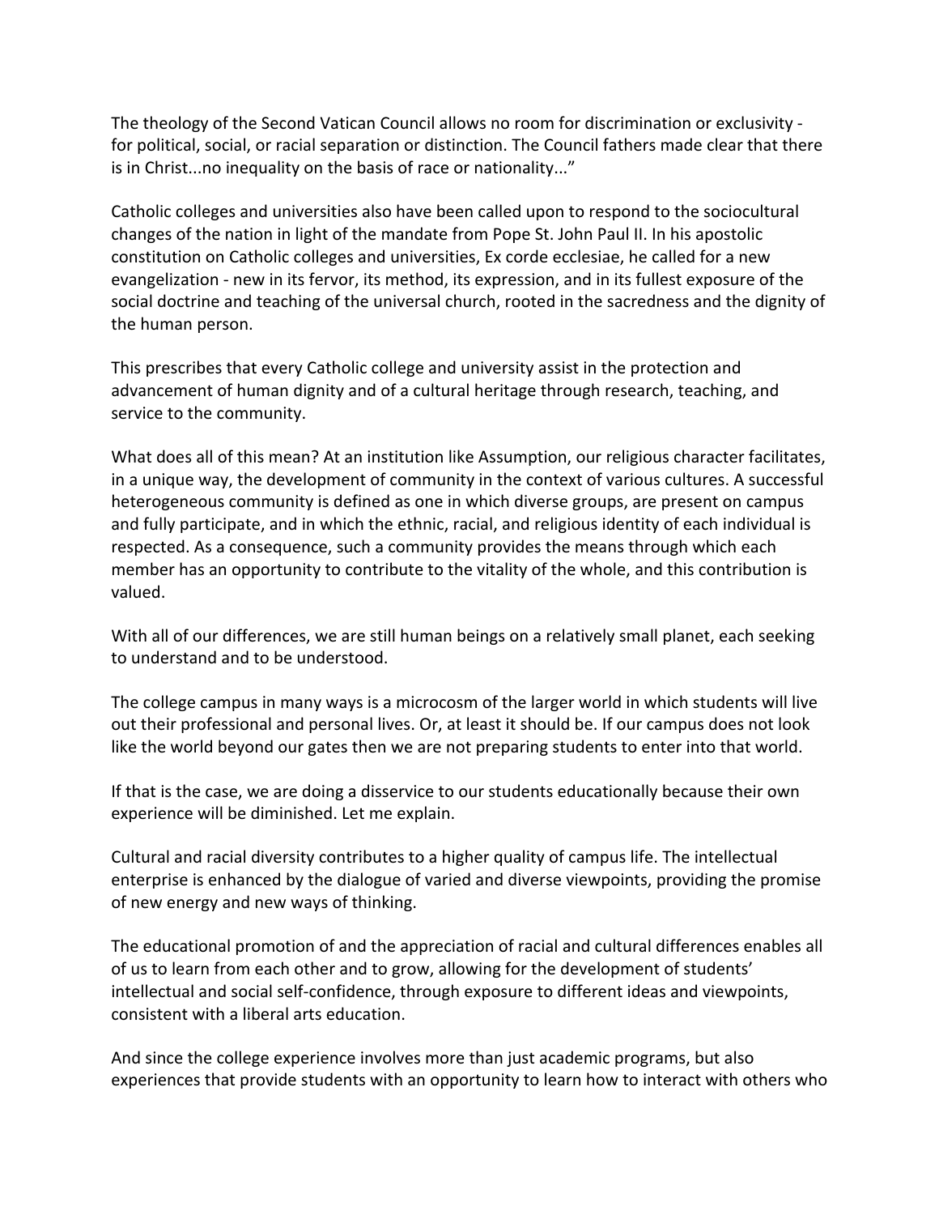The theology of the Second Vatican Council allows no room for discrimination or exclusivity - for political, social, or racial separation or distinction. The Council fathers made clear that there is in Christ...no inequality on the basis of race or nationality..."

Catholic colleges and universities also have been called upon to respond to the sociocultural changes of the nation in light of the mandate from Pope St. John Paul II. In his apostolic constitution on Catholic colleges and universities, Ex corde ecclesiae, he called for a new evangelization - new in its fervor, its method, its expression, and in its fullest exposure of the social doctrine and teaching of the universal church, rooted in the sacredness and the dignity of the human person.

This prescribes that every Catholic college and university assist in the protection and advancement of human dignity and of a cultural heritage through research, teaching, and service to the community.

What does all of this mean? At an institution like Assumption, our religious character facilitates, in a unique way, the development of community in the context of various cultures. A successful heterogeneous community is defined as one in which diverse groups, are present on campus and fully participate, and in which the ethnic, racial, and religious identity of each individual is respected. As a consequence, such a community provides the means through which each member has an opportunity to contribute to the vitality of the whole, and this contribution is valued.

With all of our differences, we are still human beings on a relatively small planet, each seeking to understand and to be understood.

The college campus in many ways is a microcosm of the larger world in which students will live out their professional and personal lives. Or, at least it should be. If our campus does not look like the world beyond our gates then we are not preparing students to enter into that world.

If that is the case, we are doing a disservice to our students educationally because their own experience will be diminished. Let me explain.

Cultural and racial diversity contributes to a higher quality of campus life. The intellectual enterprise is enhanced by the dialogue of varied and diverse viewpoints, providing the promise of new energy and new ways of thinking.

The educational promotion of and the appreciation of racial and cultural differences enables all of us to learn from each other and to grow, allowing for the development of students' intellectual and social self-confidence, through exposure to different ideas and viewpoints, consistent with a liberal arts education.

And since the college experience involves more than just academic programs, but also experiences that provide students with an opportunity to learn how to interact with others who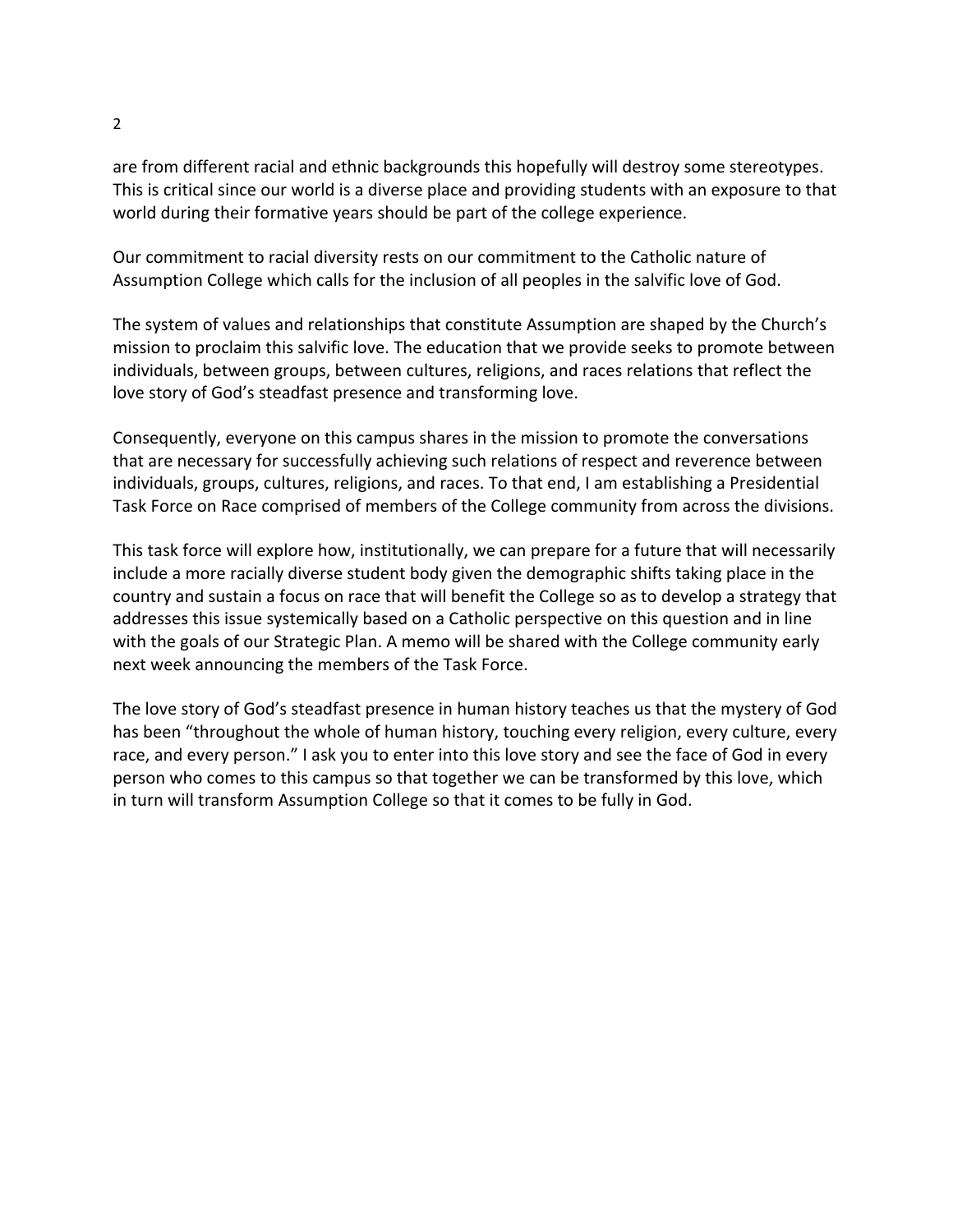are from different racial and ethnic backgrounds this hopefully will destroy some stereotypes. This is critical since our world is a diverse place and providing students with an exposure to that world during their formative years should be part of the college experience.

Our commitment to racial diversity rests on our commitment to the Catholic nature of Assumption College which calls for the inclusion of all peoples in the salvific love of God.

The system of values and relationships that constitute Assumption are shaped by the Church's mission to proclaim this salvific love. The education that we provide seeks to promote between individuals, between groups, between cultures, religions, and races relations that reflect the love story of God's steadfast presence and transforming love.

Consequently, everyone on this campus shares in the mission to promote the conversations that are necessary for successfully achieving such relations of respect and reverence between individuals, groups, cultures, religions, and races. To that end, I am establishing a Presidential Task Force on Race comprised of members of the College community from across the divisions.

This task force will explore how, institutionally, we can prepare for a future that will necessarily include a more racially diverse student body given the demographic shifts taking place in the country and sustain a focus on race that will benefit the College so as to develop a strategy that addresses this issue systemically based on a Catholic perspective on this question and in line with the goals of our Strategic Plan. A memo will be shared with the College community early next week announcing the members of the Task Force.

The love story of God's steadfast presence in human history teaches us that the mystery of God has been "throughout the whole of human history, touching every religion, every culture, every race, and every person." I ask you to enter into this love story and see the face of God in every person who comes to this campus so that together we can be transformed by this love, which in turn will transform Assumption College so that it comes to be fully in God.